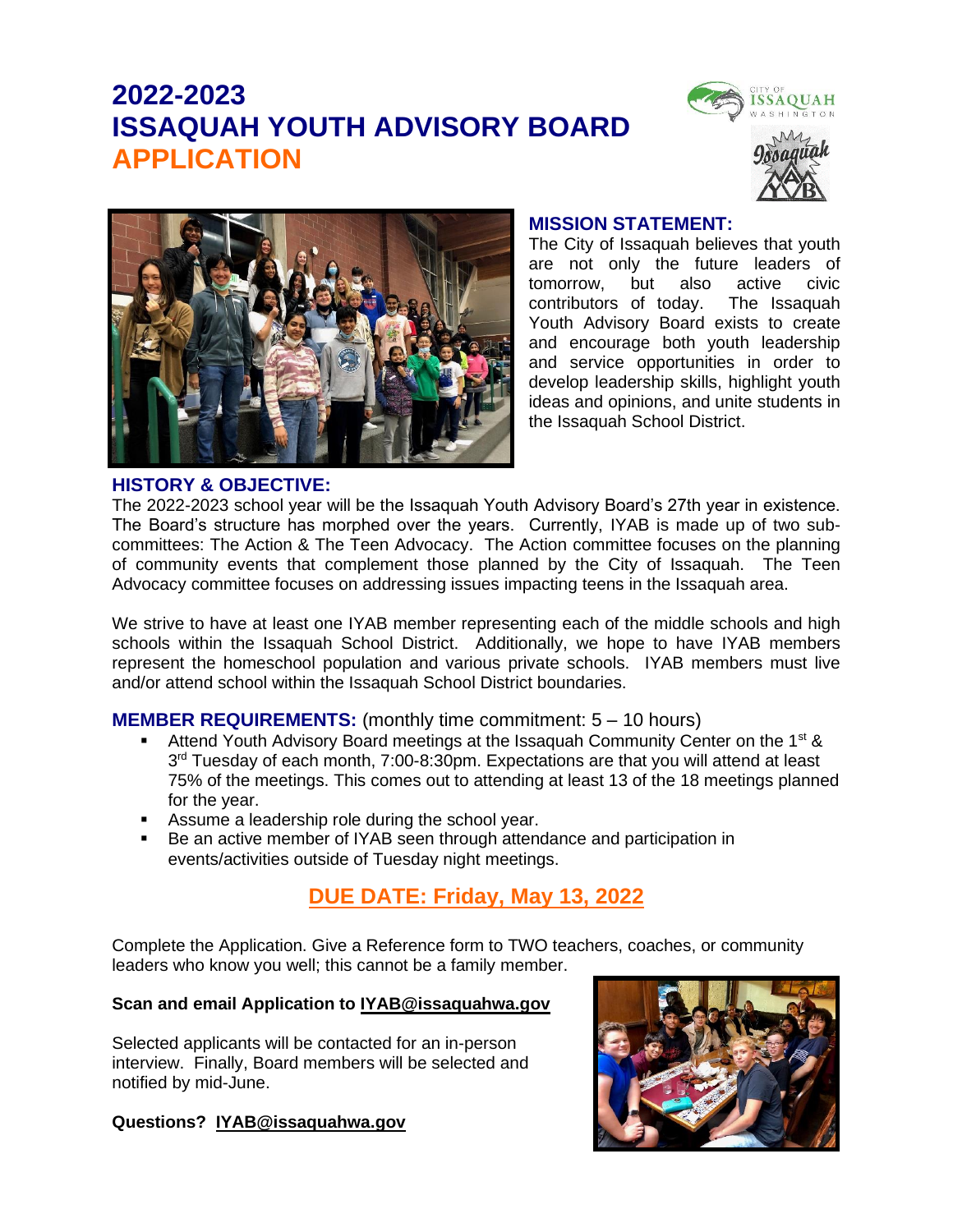# 2022-2023
# ISSAQUAH YOUTH ADVISORY BOARD
# APPLICATION

## MISSION STATEMENT:

The City of Issaquah believes that youth are not only the future leaders of tomorrow, but also active civic contributors of today. The Issaquah Youth Advisory Board exists to create and encourage both youth leadership and service opportunities in order to develop leadership skills, highlight youth ideas and opinions, and unite students in the Issaquah School District.

## HISTORY & OBJECTIVE:

The 2022-2023 school year will be the Issaquah Youth Advisory Board's 27th year in existence. The Board's structure has morphed over the years. Currently, IYAB is made up of two sub-committees: The Action & The Teen Advocacy. The Action committee focuses on the planning of community events that complement those planned by the City of Issaquah. The Teen Advocacy committee focuses on addressing issues impacting teens in the Issaquah area.

We strive to have at least one IYAB member representing each of the middle schools and high schools within the Issaquah School District. Additionally, we hope to have IYAB members represent the homeschool population and various private schools. IYAB members must live and/or attend school within the Issaquah School District boundaries.

## MEMBER REQUIREMENTS: (monthly time commitment: 5 – 10 hours)

- Attend Youth Advisory Board meetings at the Issaquah Community Center on the 1st & 3rd Tuesday of each month, 7:00-8:30pm. Expectations are that you will attend at least 75% of the meetings. This comes out to attending at least 13 of the 18 meetings planned for the year.
- Assume a leadership role during the school year.
- Be an active member of IYAB seen through attendance and participation in events/activities outside of Tuesday night meetings.

## DUE DATE: Friday, May 13, 2022

Complete the Application. Give a Reference form to TWO teachers, coaches, or community leaders who know you well; this cannot be a family member.

**Scan and email Application to IYAB@issaquahwa.gov**

Selected applicants will be contacted for an in-person interview. Finally, Board members will be selected and notified by mid-June.

**Questions? IYAB@issaquahwa.gov**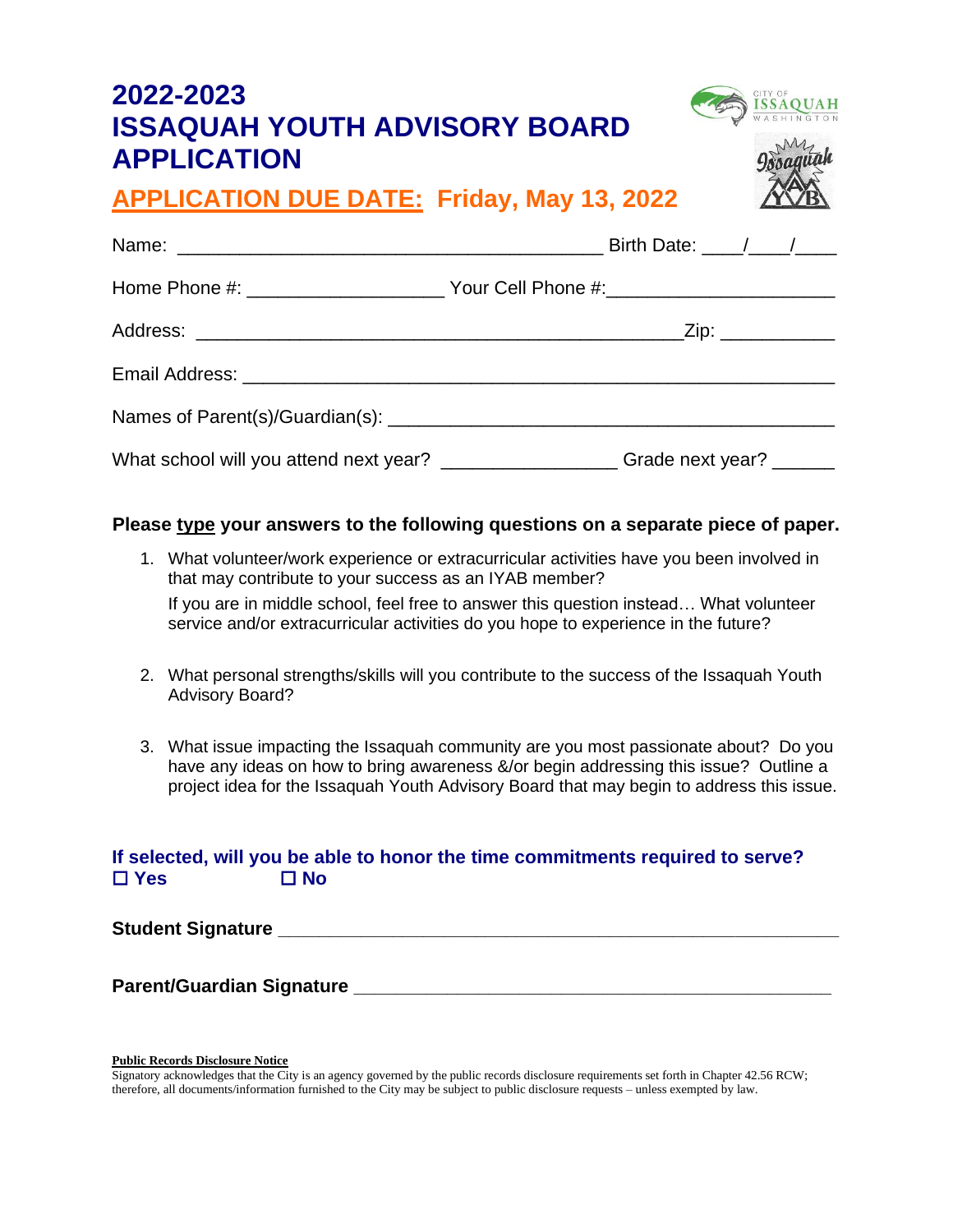# 2022-2023 ISSAQUAH YOUTH ADVISORY BOARD APPLICATION

## APPLICATION DUE DATE: Friday, May 13, 2022

Name: _________________________________________ Birth Date: ____/____/____

Home Phone #: ___________________ Your Cell Phone #:______________________

Address: _______________________________________________Zip: ___________

Email Address: _________________________________________________________

Names of Parent(s)/Guardian(s): ____________________________________________

What school will you attend next year? _________________ Grade next year? ______

**Please type your answers to the following questions on a separate piece of paper.**

1. What volunteer/work experience or extracurricular activities have you been involved in that may contribute to your success as an IYAB member?

   If you are in middle school, feel free to answer this question instead… What volunteer service and/or extracurricular activities do you hope to experience in the future?

2. What personal strengths/skills will you contribute to the success of the Issaquah Youth Advisory Board?

3. What issue impacting the Issaquah community are you most passionate about? Do you have any ideas on how to bring awareness &/or begin addressing this issue? Outline a project idea for the Issaquah Youth Advisory Board that may begin to address this issue.

**If selected, will you be able to honor the time commitments required to serve?**
**☐ Yes ☐ No**

**Student Signature** ______________________________________________________

**Parent/Guardian Signature** ________________________________________________

**Public Records Disclosure Notice**

Signatory acknowledges that the City is an agency governed by the public records disclosure requirements set forth in Chapter 42.56 RCW; therefore, all documents/information furnished to the City may be subject to public disclosure requests – unless exempted by law.